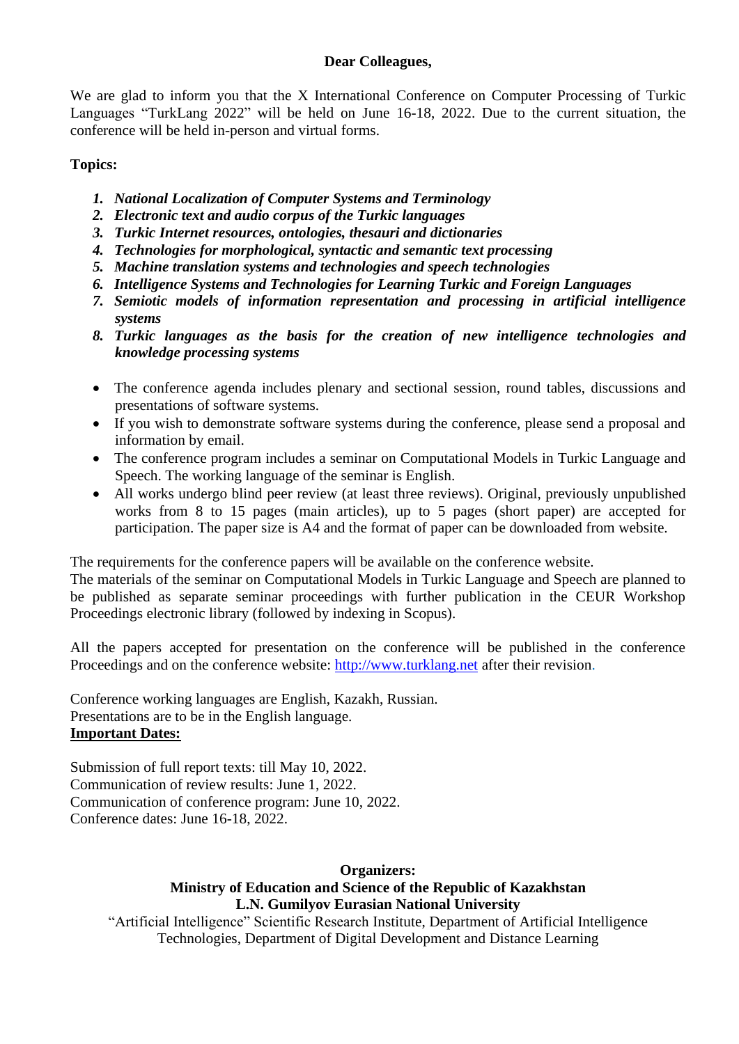**Dear Colleagues,**

We are glad to inform you that the X International Conference on Computer Processing of Turkic Languages "TurkLang 2022" will be held on June 16-18, 2022. Due to the current situation, the conference will be held in-person and virtual forms.

**Topics:**

1. ***National Localization of Computer Systems and Terminology***
2. ***Electronic text and audio corpus of the Turkic languages***
3. ***Turkic Internet resources, ontologies, thesauri and dictionaries***
4. ***Technologies for morphological, syntactic and semantic text processing***
5. ***Machine translation systems and technologies and speech technologies***
6. ***Intelligence Systems and Technologies for Learning Turkic and Foreign Languages***
7. ***Semiotic models of information representation and processing in artificial intelligence systems***
8. ***Turkic languages as the basis for the creation of new intelligence technologies and knowledge processing systems***

- The conference agenda includes plenary and sectional session, round tables, discussions and presentations of software systems.
- If you wish to demonstrate software systems during the conference, please send a proposal and information by email.
- The conference program includes a seminar on Computational Models in Turkic Language and Speech. The working language of the seminar is English.
- All works undergo blind peer review (at least three reviews). Original, previously unpublished works from 8 to 15 pages (main articles), up to 5 pages (short paper) are accepted for participation. The paper size is A4 and the format of paper can be downloaded from website.

The requirements for the conference papers will be available on the conference website.
The materials of the seminar on Computational Models in Turkic Language and Speech are planned to be published as separate seminar proceedings with further publication in the CEUR Workshop Proceedings electronic library (followed by indexing in Scopus).

All the papers accepted for presentation on the conference will be published in the conference Proceedings and on the conference website: [http://www.turklang.net](http://www.turklang.net) after their revision.

Conference working languages are English, Kazakh, Russian.
Presentations are to be in the English language.

**<u>Important Dates:</u>**

Submission of full report texts: till May 10, 2022.
Communication of review results: June 1, 2022.
Communication of conference program: June 10, 2022.
Conference dates: June 16-18, 2022.

**Organizers:**
**Ministry of Education and Science of the Republic of Kazakhstan**
**L.N. Gumilyov Eurasian National University**
"Artificial Intelligence" Scientific Research Institute, Department of Artificial Intelligence Technologies, Department of Digital Development and Distance Learning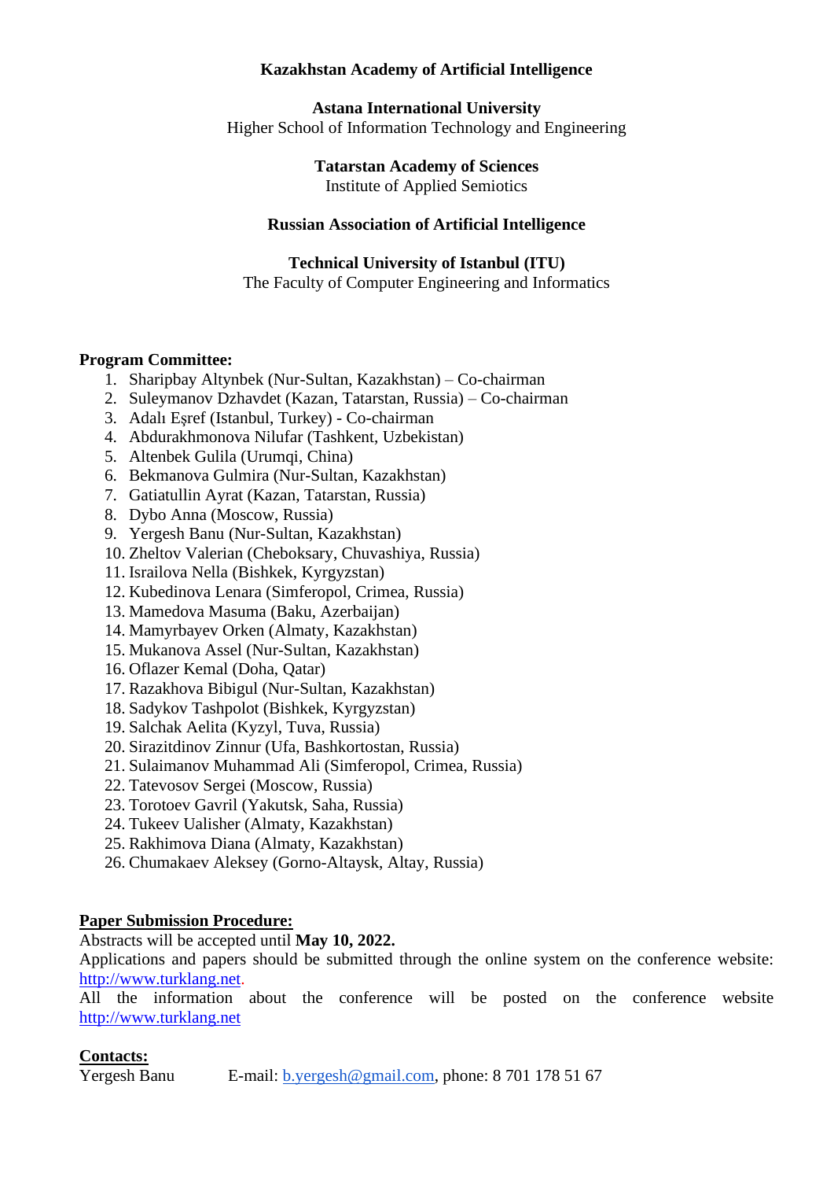**Kazakhstan Academy of Artificial Intelligence**

**Astana International University**
Higher School of Information Technology and Engineering

**Tatarstan Academy of Sciences**
Institute of Applied Semiotics

**Russian Association of Artificial Intelligence**

**Technical University of Istanbul (ITU)**
The Faculty of Computer Engineering and Informatics

**Program Committee:**

1. Sharipbay Altynbek (Nur-Sultan, Kazakhstan) – Co-chairman
2. Suleymanov Dzhavdet (Kazan, Tatarstan, Russia) – Co-chairman
3. Adalı Eşref (Istanbul, Turkey) - Co-chairman
4. Abdurakhmonova Nilufar (Tashkent, Uzbekistan)
5. Altenbek Gulila (Urumqi, China)
6. Bekmanova Gulmira (Nur-Sultan, Kazakhstan)
7. Gatiatullin Ayrat (Kazan, Tatarstan, Russia)
8. Dybo Anna (Moscow, Russia)
9. Yergesh Banu (Nur-Sultan, Kazakhstan)
10. Zheltov Valerian (Cheboksary, Chuvashiya, Russia)
11. Israilova Nella (Bishkek, Kyrgyzstan)
12. Kubedinova Lenara (Simferopol, Crimea, Russia)
13. Mamedova Masuma (Baku, Azerbaijan)
14. Mamyrbayev Orken (Almaty, Kazakhstan)
15. Mukanova Assel (Nur-Sultan, Kazakhstan)
16. Oflazer Kemal (Doha, Qatar)
17. Razakhova Bibigul (Nur-Sultan, Kazakhstan)
18. Sadykov Tashpolot (Bishkek, Kyrgyzstan)
19. Salchak Aelita (Kyzyl, Tuva, Russia)
20. Sirazitdinov Zinnur (Ufa, Bashkortostan, Russia)
21. Sulaimanov Muhammad Ali (Simferopol, Crimea, Russia)
22. Tatevosov Sergei (Moscow, Russia)
23. Torotoev Gavril (Yakutsk, Saha, Russia)
24. Tukeev Ualisher (Almaty, Kazakhstan)
25. Rakhimova Diana (Almaty, Kazakhstan)
26. Chumakaev Aleksey (Gorno-Altaysk, Altay, Russia)

**Paper Submission Procedure:**

Abstracts will be accepted until **May 10, 2022.**
Applications and papers should be submitted through the online system on the conference website: http://www.turklang.net.
All the information about the conference will be posted on the conference website http://www.turklang.net

**Contacts:**

Yergesh Banu E-mail: b.yergesh@gmail.com, phone: 8 701 178 51 67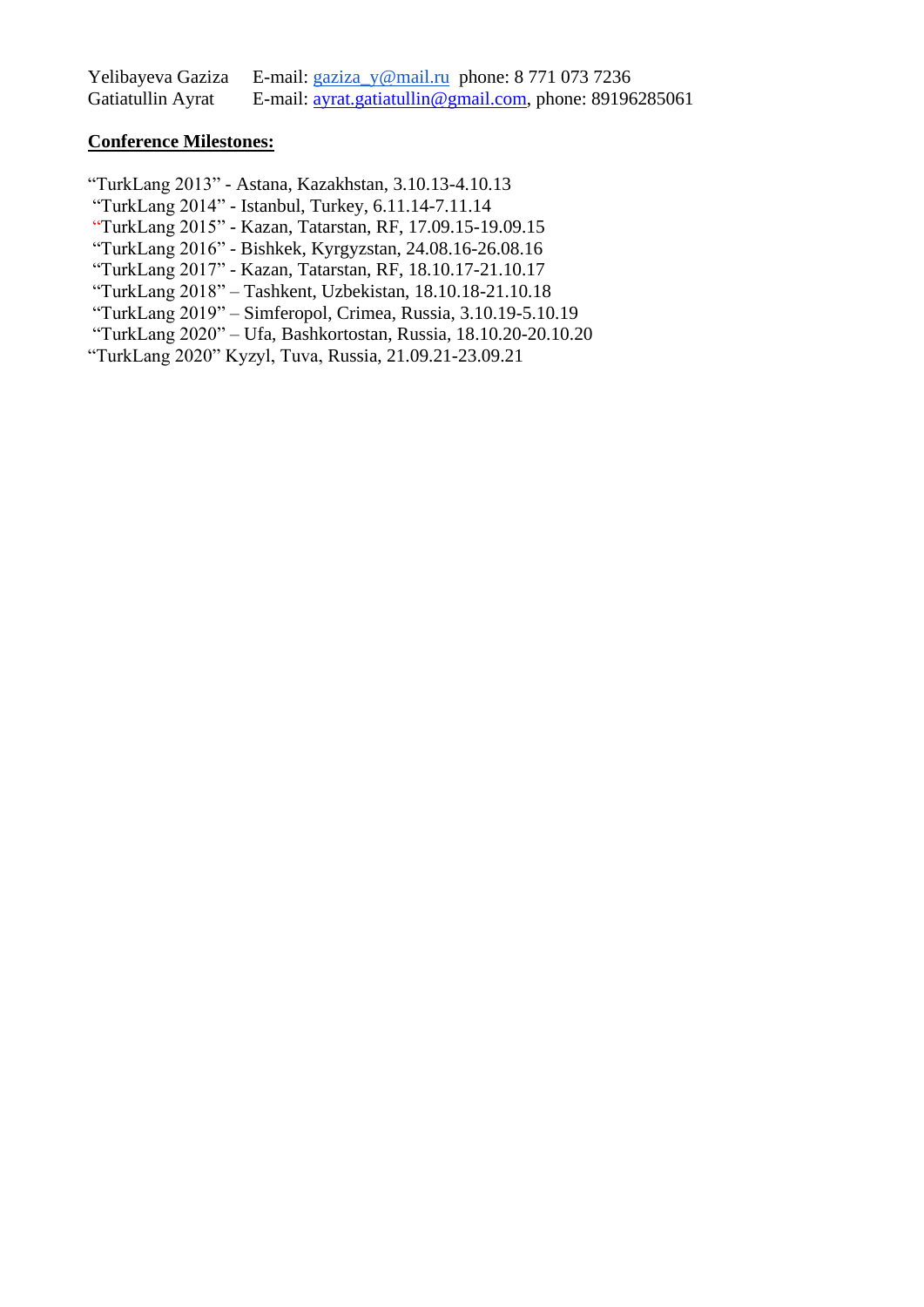Yelibayeva Gaziza E-mail: gaziza_y@mail.ru phone: 8 771 073 7236
Gatiatullin Ayrat E-mail: ayrat.gatiatullin@gmail.com, phone: 89196285061

**Conference Milestones:**

"TurkLang 2013" - Astana, Kazakhstan, 3.10.13-4.10.13
"TurkLang 2014" - Istanbul, Turkey, 6.11.14-7.11.14
"TurkLang 2015" - Kazan, Tatarstan, RF, 17.09.15-19.09.15
"TurkLang 2016" - Bishkek, Kyrgyzstan, 24.08.16-26.08.16
"TurkLang 2017" - Kazan, Tatarstan, RF, 18.10.17-21.10.17
"TurkLang 2018" – Tashkent, Uzbekistan, 18.10.18-21.10.18
"TurkLang 2019" – Simferopol, Crimea, Russia, 3.10.19-5.10.19
"TurkLang 2020" – Ufa, Bashkortostan, Russia, 18.10.20-20.10.20
"TurkLang 2020" Kyzyl, Tuva, Russia, 21.09.21-23.09.21